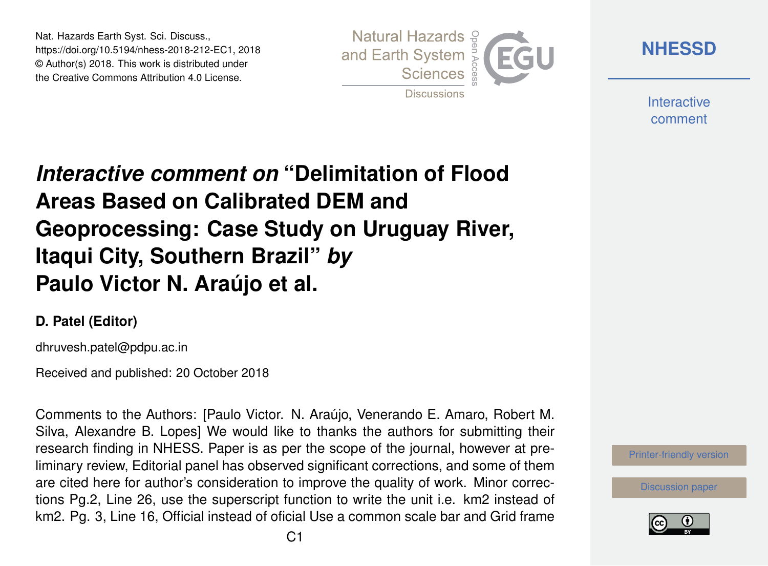Nat. Hazards Earth Syst. Sci. Discuss.,
https://doi.org/10.5194/nhess-2018-212-EC1, 2018
© Author(s) 2018. This work is distributed under
the Creative Commons Attribution 4.0 License.

# *Interactive comment on* "Delimitation of Flood Areas Based on Calibrated DEM and Geoprocessing: Case Study on Uruguay River, Itaqui City, Southern Brazil" *by* Paulo Victor N. Araújo et al.

**D. Patel (Editor)**

dhruvesh.patel@pdpu.ac.in

Received and published: 20 October 2018

Comments to the Authors: [Paulo Victor. N. Araújo, Venerando E. Amaro, Robert M. Silva, Alexandre B. Lopes] We would like to thanks the authors for submitting their research finding in NHESS. Paper is as per the scope of the journal, however at preliminary review, Editorial panel has observed significant corrections, and some of them are cited here for author's consideration to improve the quality of work. Minor corrections Pg.2, Line 26, use the superscript function to write the unit i.e. km2 instead of km2. Pg. 3, Line 16, Official instead of oficial Use a common scale bar and Grid frame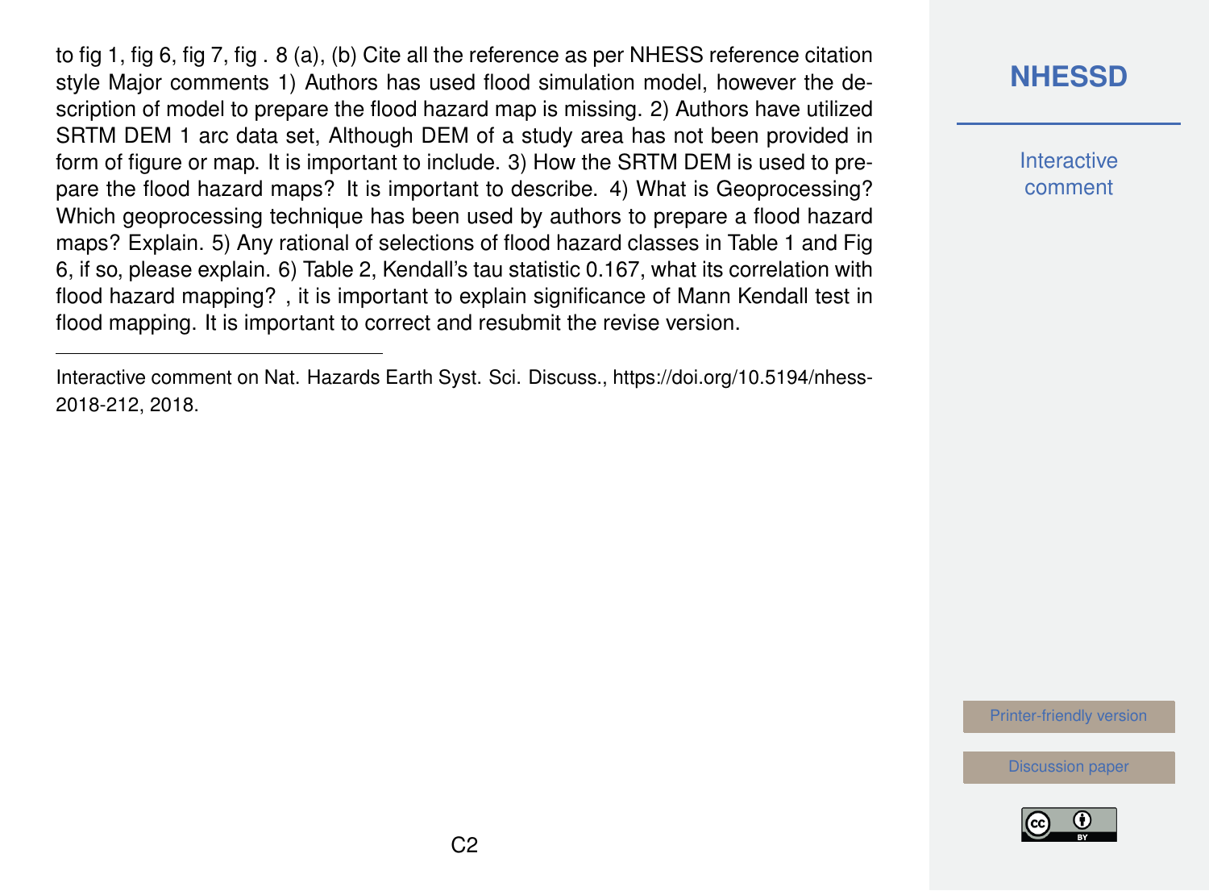to fig 1, fig 6, fig 7, fig . 8 (a), (b) Cite all the reference as per NHESS reference citation style Major comments 1) Authors has used flood simulation model, however the description of model to prepare the flood hazard map is missing. 2) Authors have utilized SRTM DEM 1 arc data set, Although DEM of a study area has not been provided in form of figure or map. It is important to include. 3) How the SRTM DEM is used to prepare the flood hazard maps? It is important to describe. 4) What is Geoprocessing? Which geoprocessing technique has been used by authors to prepare a flood hazard maps? Explain. 5) Any rational of selections of flood hazard classes in Table 1 and Fig 6, if so, please explain. 6) Table 2, Kendall's tau statistic 0.167, what its correlation with flood hazard mapping? , it is important to explain significance of Mann Kendall test in flood mapping. It is important to correct and resubmit the revise version.

---

Interactive comment on Nat. Hazards Earth Syst. Sci. Discuss., https://doi.org/10.5194/nhess-2018-212, 2018.